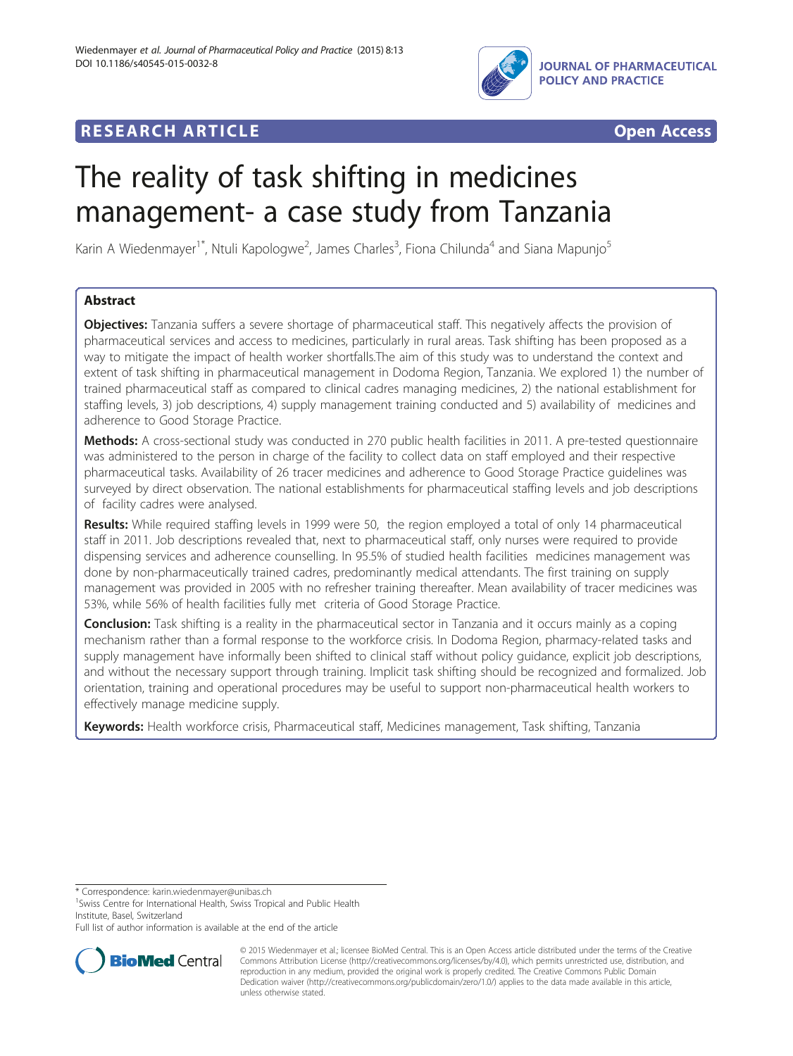**RESEARCH ARTICLE** **Open Access**

# The reality of task shifting in medicines management- a case study from Tanzania

Karin A Wiedenmayer[1*], Ntuli Kapologwe[2], James Charles[3], Fiona Chilunda[4] and Siana Mapunjo[5]

## Abstract

**Objectives:** Tanzania suffers a severe shortage of pharmaceutical staff. This negatively affects the provision of pharmaceutical services and access to medicines, particularly in rural areas. Task shifting has been proposed as a way to mitigate the impact of health worker shortfalls.The aim of this study was to understand the context and extent of task shifting in pharmaceutical management in Dodoma Region, Tanzania. We explored 1) the number of trained pharmaceutical staff as compared to clinical cadres managing medicines, 2) the national establishment for staffing levels, 3) job descriptions, 4) supply management training conducted and 5) availability of medicines and adherence to Good Storage Practice.

**Methods:** A cross-sectional study was conducted in 270 public health facilities in 2011. A pre-tested questionnaire was administered to the person in charge of the facility to collect data on staff employed and their respective pharmaceutical tasks. Availability of 26 tracer medicines and adherence to Good Storage Practice guidelines was surveyed by direct observation. The national establishments for pharmaceutical staffing levels and job descriptions of facility cadres were analysed.

**Results:** While required staffing levels in 1999 were 50, the region employed a total of only 14 pharmaceutical staff in 2011. Job descriptions revealed that, next to pharmaceutical staff, only nurses were required to provide dispensing services and adherence counselling. In 95.5% of studied health facilities medicines management was done by non-pharmaceutically trained cadres, predominantly medical attendants. The first training on supply management was provided in 2005 with no refresher training thereafter. Mean availability of tracer medicines was 53%, while 56% of health facilities fully met criteria of Good Storage Practice.

**Conclusion:** Task shifting is a reality in the pharmaceutical sector in Tanzania and it occurs mainly as a coping mechanism rather than a formal response to the workforce crisis. In Dodoma Region, pharmacy-related tasks and supply management have informally been shifted to clinical staff without policy guidance, explicit job descriptions, and without the necessary support through training. Implicit task shifting should be recognized and formalized. Job orientation, training and operational procedures may be useful to support non-pharmaceutical health workers to effectively manage medicine supply.

**Keywords:** Health workforce crisis, Pharmaceutical staff, Medicines management, Task shifting, Tanzania

\* Correspondence: karin.wiedenmayer@unibas.ch
[1]Swiss Centre for International Health, Swiss Tropical and Public Health Institute, Basel, Switzerland
Full list of author information is available at the end of the article

© 2015 Wiedenmayer et al.; licensee BioMed Central. This is an Open Access article distributed under the terms of the Creative Commons Attribution License (http://creativecommons.org/licenses/by/4.0), which permits unrestricted use, distribution, and reproduction in any medium, provided the original work is properly credited. The Creative Commons Public Domain Dedication waiver (http://creativecommons.org/publicdomain/zero/1.0/) applies to the data made available in this article, unless otherwise stated.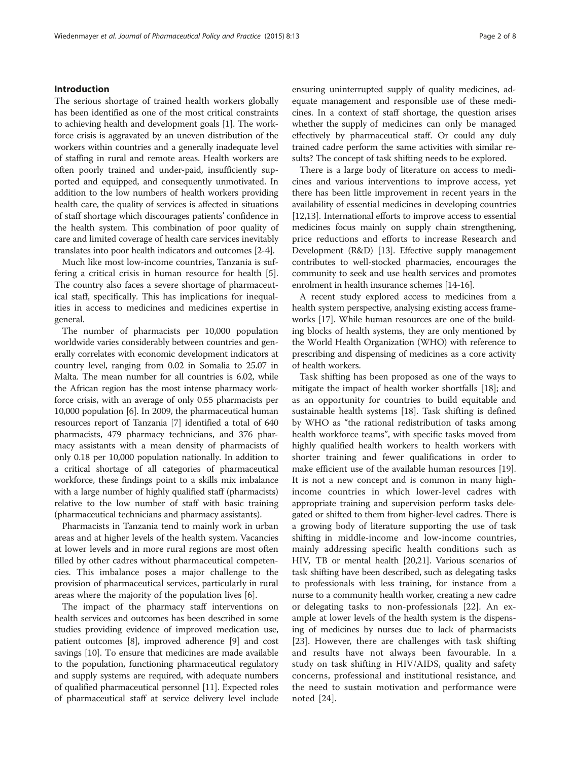## Introduction

The serious shortage of trained health workers globally has been identified as one of the most critical constraints to achieving health and development goals [1]. The workforce crisis is aggravated by an uneven distribution of the workers within countries and a generally inadequate level of staffing in rural and remote areas. Health workers are often poorly trained and under-paid, insufficiently supported and equipped, and consequently unmotivated. In addition to the low numbers of health workers providing health care, the quality of services is affected in situations of staff shortage which discourages patients' confidence in the health system. This combination of poor quality of care and limited coverage of health care services inevitably translates into poor health indicators and outcomes [2-4].

Much like most low-income countries, Tanzania is suffering a critical crisis in human resource for health [5]. The country also faces a severe shortage of pharmaceutical staff, specifically. This has implications for inequalities in access to medicines and medicines expertise in general.

The number of pharmacists per 10,000 population worldwide varies considerably between countries and generally correlates with economic development indicators at country level, ranging from 0.02 in Somalia to 25.07 in Malta. The mean number for all countries is 6.02, while the African region has the most intense pharmacy workforce crisis, with an average of only 0.55 pharmacists per 10,000 population [6]. In 2009, the pharmaceutical human resources report of Tanzania [7] identified a total of 640 pharmacists, 479 pharmacy technicians, and 376 pharmacy assistants with a mean density of pharmacists of only 0.18 per 10,000 population nationally. In addition to a critical shortage of all categories of pharmaceutical workforce, these findings point to a skills mix imbalance with a large number of highly qualified staff (pharmacists) relative to the low number of staff with basic training (pharmaceutical technicians and pharmacy assistants).

Pharmacists in Tanzania tend to mainly work in urban areas and at higher levels of the health system. Vacancies at lower levels and in more rural regions are most often filled by other cadres without pharmaceutical competencies. This imbalance poses a major challenge to the provision of pharmaceutical services, particularly in rural areas where the majority of the population lives [6].

The impact of the pharmacy staff interventions on health services and outcomes has been described in some studies providing evidence of improved medication use, patient outcomes [8], improved adherence [9] and cost savings [10]. To ensure that medicines are made available to the population, functioning pharmaceutical regulatory and supply systems are required, with adequate numbers of qualified pharmaceutical personnel [11]. Expected roles of pharmaceutical staff at service delivery level include ensuring uninterrupted supply of quality medicines, adequate management and responsible use of these medicines. In a context of staff shortage, the question arises whether the supply of medicines can only be managed effectively by pharmaceutical staff. Or could any duly trained cadre perform the same activities with similar results? The concept of task shifting needs to be explored.

There is a large body of literature on access to medicines and various interventions to improve access, yet there has been little improvement in recent years in the availability of essential medicines in developing countries [12,13]. International efforts to improve access to essential medicines focus mainly on supply chain strengthening, price reductions and efforts to increase Research and Development (R&D) [13]. Effective supply management contributes to well-stocked pharmacies, encourages the community to seek and use health services and promotes enrolment in health insurance schemes [14-16].

A recent study explored access to medicines from a health system perspective, analysing existing access frameworks [17]. While human resources are one of the building blocks of health systems, they are only mentioned by the World Health Organization (WHO) with reference to prescribing and dispensing of medicines as a core activity of health workers.

Task shifting has been proposed as one of the ways to mitigate the impact of health worker shortfalls [18]; and as an opportunity for countries to build equitable and sustainable health systems [18]. Task shifting is defined by WHO as "the rational redistribution of tasks among health workforce teams", with specific tasks moved from highly qualified health workers to health workers with shorter training and fewer qualifications in order to make efficient use of the available human resources [19]. It is not a new concept and is common in many high-income countries in which lower-level cadres with appropriate training and supervision perform tasks delegated or shifted to them from higher-level cadres. There is a growing body of literature supporting the use of task shifting in middle-income and low-income countries, mainly addressing specific health conditions such as HIV, TB or mental health [20,21]. Various scenarios of task shifting have been described, such as delegating tasks to professionals with less training, for instance from a nurse to a community health worker, creating a new cadre or delegating tasks to non-professionals [22]. An example at lower levels of the health system is the dispensing of medicines by nurses due to lack of pharmacists [23]. However, there are challenges with task shifting and results have not always been favourable. In a study on task shifting in HIV/AIDS, quality and safety concerns, professional and institutional resistance, and the need to sustain motivation and performance were noted [24].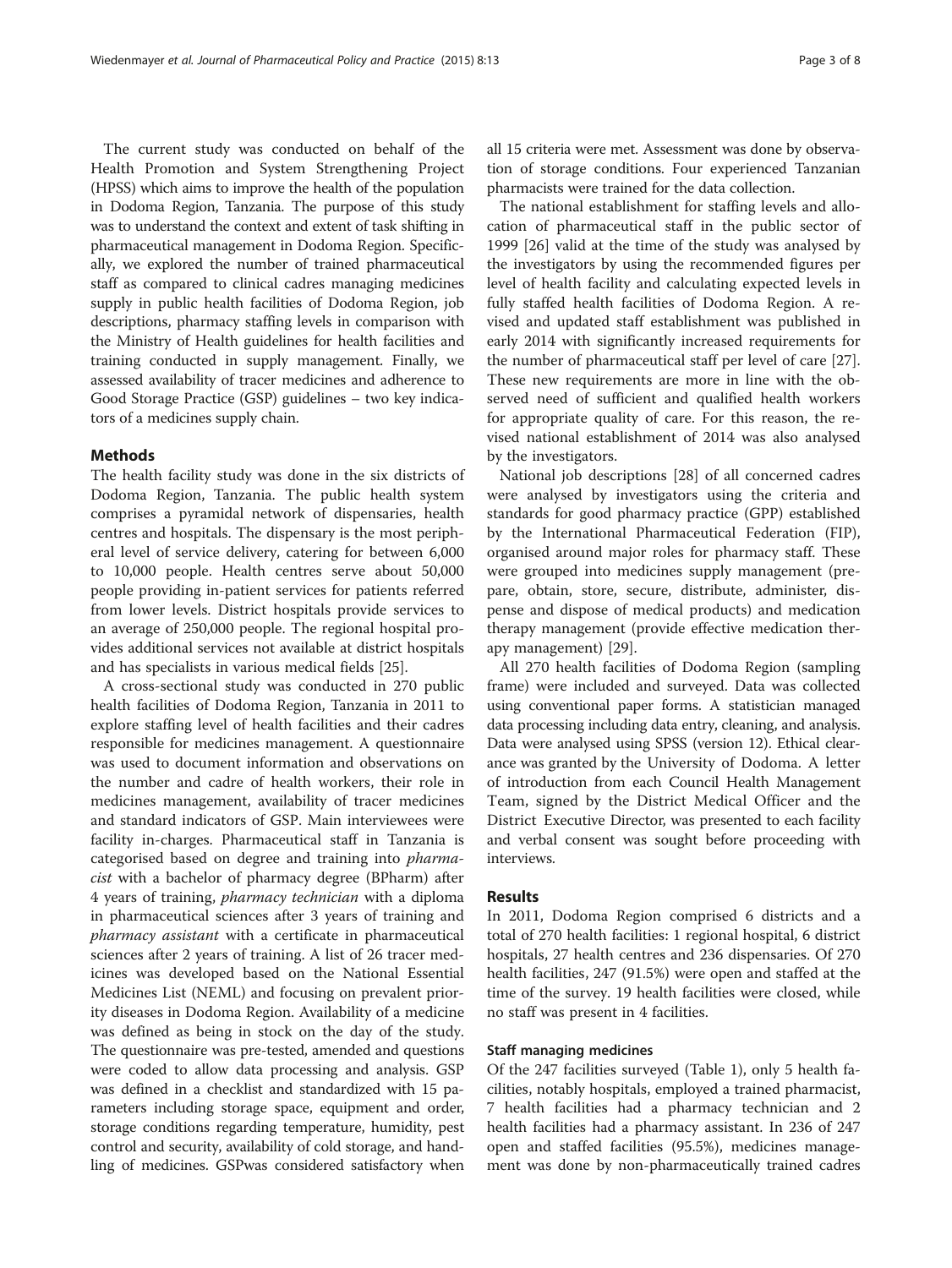The current study was conducted on behalf of the Health Promotion and System Strengthening Project (HPSS) which aims to improve the health of the population in Dodoma Region, Tanzania. The purpose of this study was to understand the context and extent of task shifting in pharmaceutical management in Dodoma Region. Specifically, we explored the number of trained pharmaceutical staff as compared to clinical cadres managing medicines supply in public health facilities of Dodoma Region, job descriptions, pharmacy staffing levels in comparison with the Ministry of Health guidelines for health facilities and training conducted in supply management. Finally, we assessed availability of tracer medicines and adherence to Good Storage Practice (GSP) guidelines – two key indicators of a medicines supply chain.

## Methods

The health facility study was done in the six districts of Dodoma Region, Tanzania. The public health system comprises a pyramidal network of dispensaries, health centres and hospitals. The dispensary is the most peripheral level of service delivery, catering for between 6,000 to 10,000 people. Health centres serve about 50,000 people providing in-patient services for patients referred from lower levels. District hospitals provide services to an average of 250,000 people. The regional hospital provides additional services not available at district hospitals and has specialists in various medical fields [25].

A cross-sectional study was conducted in 270 public health facilities of Dodoma Region, Tanzania in 2011 to explore staffing level of health facilities and their cadres responsible for medicines management. A questionnaire was used to document information and observations on the number and cadre of health workers, their role in medicines management, availability of tracer medicines and standard indicators of GSP. Main interviewees were facility in-charges. Pharmaceutical staff in Tanzania is categorised based on degree and training into *pharmacist* with a bachelor of pharmacy degree (BPharm) after 4 years of training, *pharmacy technician* with a diploma in pharmaceutical sciences after 3 years of training and *pharmacy assistant* with a certificate in pharmaceutical sciences after 2 years of training. A list of 26 tracer medicines was developed based on the National Essential Medicines List (NEML) and focusing on prevalent priority diseases in Dodoma Region. Availability of a medicine was defined as being in stock on the day of the study. The questionnaire was pre-tested, amended and questions were coded to allow data processing and analysis. GSP was defined in a checklist and standardized with 15 parameters including storage space, equipment and order, storage conditions regarding temperature, humidity, pest control and security, availability of cold storage, and handling of medicines. GSPwas considered satisfactory when all 15 criteria were met. Assessment was done by observation of storage conditions. Four experienced Tanzanian pharmacists were trained for the data collection.

The national establishment for staffing levels and allocation of pharmaceutical staff in the public sector of 1999 [26] valid at the time of the study was analysed by the investigators by using the recommended figures per level of health facility and calculating expected levels in fully staffed health facilities of Dodoma Region. A revised and updated staff establishment was published in early 2014 with significantly increased requirements for the number of pharmaceutical staff per level of care [27]. These new requirements are more in line with the observed need of sufficient and qualified health workers for appropriate quality of care. For this reason, the revised national establishment of 2014 was also analysed by the investigators.

National job descriptions [28] of all concerned cadres were analysed by investigators using the criteria and standards for good pharmacy practice (GPP) established by the International Pharmaceutical Federation (FIP), organised around major roles for pharmacy staff. These were grouped into medicines supply management (prepare, obtain, store, secure, distribute, administer, dispense and dispose of medical products) and medication therapy management (provide effective medication therapy management) [29].

All 270 health facilities of Dodoma Region (sampling frame) were included and surveyed. Data was collected using conventional paper forms. A statistician managed data processing including data entry, cleaning, and analysis. Data were analysed using SPSS (version 12). Ethical clearance was granted by the University of Dodoma. A letter of introduction from each Council Health Management Team, signed by the District Medical Officer and the District Executive Director, was presented to each facility and verbal consent was sought before proceeding with interviews.

## Results

In 2011, Dodoma Region comprised 6 districts and a total of 270 health facilities: 1 regional hospital, 6 district hospitals, 27 health centres and 236 dispensaries. Of 270 health facilities, 247 (91.5%) were open and staffed at the time of the survey. 19 health facilities were closed, while no staff was present in 4 facilities.

### Staff managing medicines

Of the 247 facilities surveyed (Table 1), only 5 health facilities, notably hospitals, employed a trained pharmacist, 7 health facilities had a pharmacy technician and 2 health facilities had a pharmacy assistant. In 236 of 247 open and staffed facilities (95.5%), medicines management was done by non-pharmaceutically trained cadres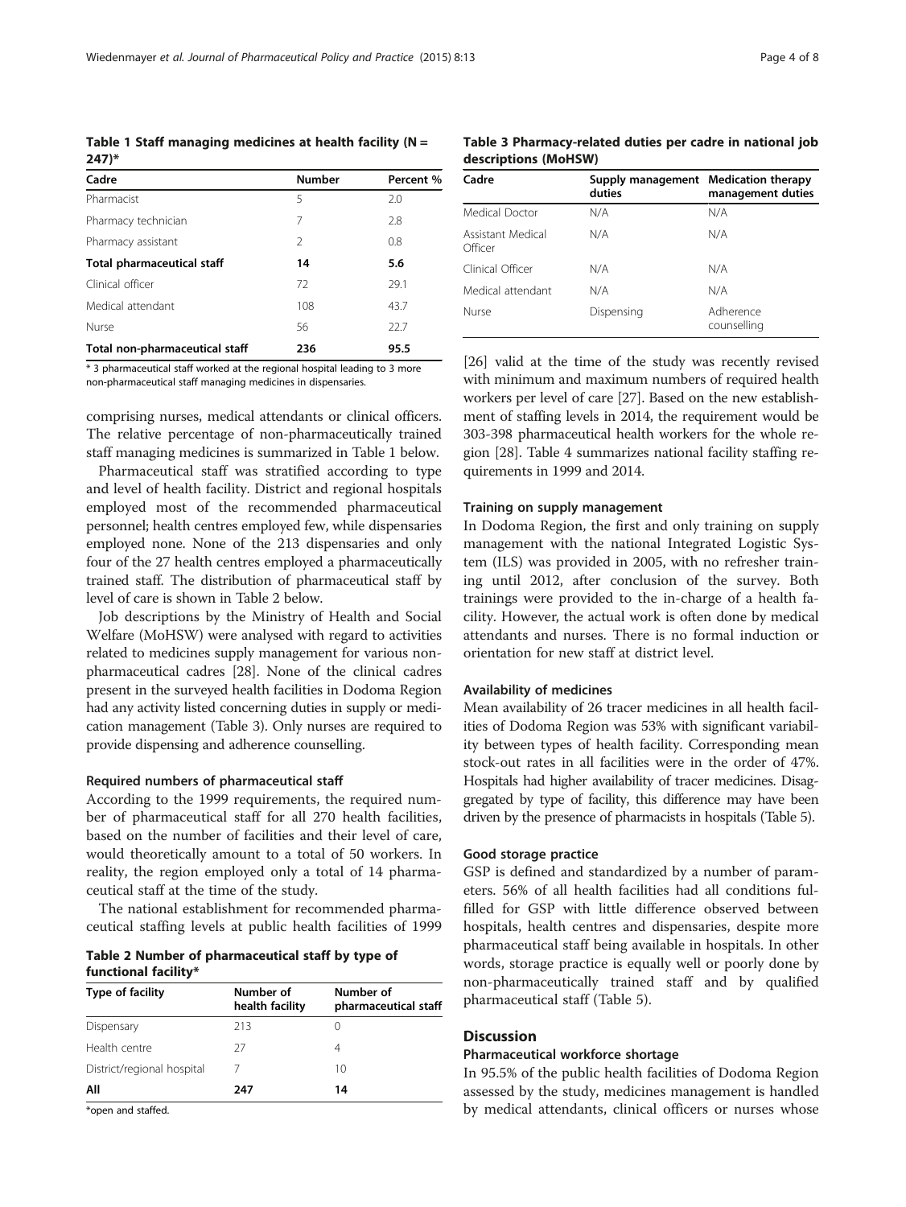**Table 1 Staff managing medicines at health facility (N = 247)***

| Cadre | Number | Percent % |
|---|---|---|
| Pharmacist | 5 | 2.0 |
| Pharmacy technician | 7 | 2.8 |
| Pharmacy assistant | 2 | 0.8 |
| **Total pharmaceutical staff** | **14** | **5.6** |
| Clinical officer | 72 | 29.1 |
| Medical attendant | 108 | 43.7 |
| Nurse | 56 | 22.7 |
| **Total non-pharmaceutical staff** | **236** | **95.5** |

* 3 pharmaceutical staff worked at the regional hospital leading to 3 more non-pharmaceutical staff managing medicines in dispensaries.

comprising nurses, medical attendants or clinical officers. The relative percentage of non-pharmaceutically trained staff managing medicines is summarized in Table 1 below.

Pharmaceutical staff was stratified according to type and level of health facility. District and regional hospitals employed most of the recommended pharmaceutical personnel; health centres employed few, while dispensaries employed none. None of the 213 dispensaries and only four of the 27 health centres employed a pharmaceutically trained staff. The distribution of pharmaceutical staff by level of care is shown in Table 2 below.

Job descriptions by the Ministry of Health and Social Welfare (MoHSW) were analysed with regard to activities related to medicines supply management for various non-pharmaceutical cadres [28]. None of the clinical cadres present in the surveyed health facilities in Dodoma Region had any activity listed concerning duties in supply or medication management (Table 3). Only nurses are required to provide dispensing and adherence counselling.

#### Required numbers of pharmaceutical staff

According to the 1999 requirements, the required number of pharmaceutical staff for all 270 health facilities, based on the number of facilities and their level of care, would theoretically amount to a total of 50 workers. In reality, the region employed only a total of 14 pharmaceutical staff at the time of the study.

The national establishment for recommended pharmaceutical staffing levels at public health facilities of 1999

**Table 2 Number of pharmaceutical staff by type of functional facility***

| Type of facility | Number of health facility | Number of pharmaceutical staff |
|---|---|---|
| Dispensary | 213 | 0 |
| Health centre | 27 | 4 |
| District/regional hospital | 7 | 10 |
| **All** | **247** | **14** |

*open and staffed.

**Table 3 Pharmacy-related duties per cadre in national job descriptions (MoHSW)**

| Cadre | Supply management duties | Medication therapy management duties |
|---|---|---|
| Medical Doctor | N/A | N/A |
| Assistant Medical Officer | N/A | N/A |
| Clinical Officer | N/A | N/A |
| Medical attendant | N/A | N/A |
| Nurse | Dispensing | Adherence counselling |

[26] valid at the time of the study was recently revised with minimum and maximum numbers of required health workers per level of care [27]. Based on the new establishment of staffing levels in 2014, the requirement would be 303-398 pharmaceutical health workers for the whole region [28]. Table 4 summarizes national facility staffing requirements in 1999 and 2014.

#### Training on supply management

In Dodoma Region, the first and only training on supply management with the national Integrated Logistic System (ILS) was provided in 2005, with no refresher training until 2012, after conclusion of the survey. Both trainings were provided to the in-charge of a health facility. However, the actual work is often done by medical attendants and nurses. There is no formal induction or orientation for new staff at district level.

#### Availability of medicines

Mean availability of 26 tracer medicines in all health facilities of Dodoma Region was 53% with significant variability between types of health facility. Corresponding mean stock-out rates in all facilities were in the order of 47%. Hospitals had higher availability of tracer medicines. Disaggregated by type of facility, this difference may have been driven by the presence of pharmacists in hospitals (Table 5).

#### Good storage practice

GSP is defined and standardized by a number of parameters. 56% of all health facilities had all conditions fulfilled for GSP with little difference observed between hospitals, health centres and dispensaries, despite more pharmaceutical staff being available in hospitals. In other words, storage practice is equally well or poorly done by non-pharmaceutically trained staff and by qualified pharmaceutical staff (Table 5).

## Discussion

### Pharmaceutical workforce shortage

In 95.5% of the public health facilities of Dodoma Region assessed by the study, medicines management is handled by medical attendants, clinical officers or nurses whose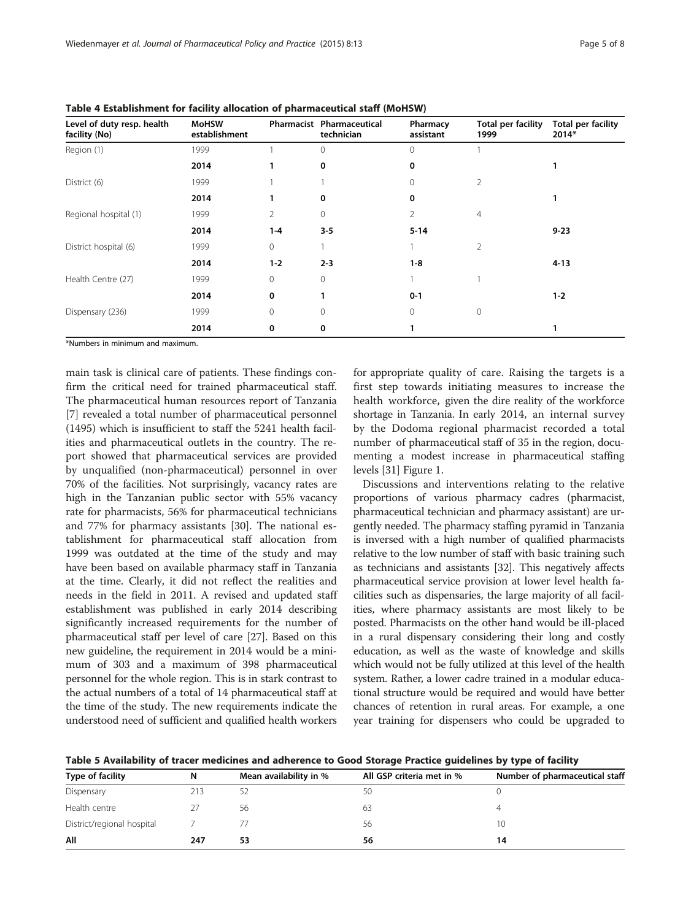**Table 4 Establishment for facility allocation of pharmaceutical staff (MoHSW)**

| Level of duty resp. health facility (No) | MoHSW establishment | Pharmacist | Pharmaceutical technician | Pharmacy assistant | Total per facility 1999 | Total per facility 2014* |
|---|---|---|---|---|---|---|
| Region (1) | 1999 | 1 | 0 | 0 | 1 | |
| | **2014** | **1** | **0** | **0** | | **1** |
| District (6) | 1999 | 1 | 1 | 0 | 2 | |
| | **2014** | **1** | **0** | **0** | | **1** |
| Regional hospital (1) | 1999 | 2 | 0 | 2 | 4 | |
| | **2014** | **1-4** | **3-5** | **5-14** | | **9-23** |
| District hospital (6) | 1999 | 0 | 1 | 1 | 2 | |
| | **2014** | **1-2** | **2-3** | **1-8** | | **4-13** |
| Health Centre (27) | 1999 | 0 | 0 | 1 | 1 | |
| | **2014** | **0** | **1** | **0-1** | | **1-2** |
| Dispensary (236) | 1999 | 0 | 0 | 0 | 0 | |
| | **2014** | **0** | **0** | **1** | | **1** |

*Numbers in minimum and maximum.

main task is clinical care of patients. These findings confirm the critical need for trained pharmaceutical staff. The pharmaceutical human resources report of Tanzania [7] revealed a total number of pharmaceutical personnel (1495) which is insufficient to staff the 5241 health facilities and pharmaceutical outlets in the country. The report showed that pharmaceutical services are provided by unqualified (non-pharmaceutical) personnel in over 70% of the facilities. Not surprisingly, vacancy rates are high in the Tanzanian public sector with 55% vacancy rate for pharmacists, 56% for pharmaceutical technicians and 77% for pharmacy assistants [30]. The national establishment for pharmaceutical staff allocation from 1999 was outdated at the time of the study and may have been based on available pharmacy staff in Tanzania at the time. Clearly, it did not reflect the realities and needs in the field in 2011. A revised and updated staff establishment was published in early 2014 describing significantly increased requirements for the number of pharmaceutical staff per level of care [27]. Based on this new guideline, the requirement in 2014 would be a minimum of 303 and a maximum of 398 pharmaceutical personnel for the whole region. This is in stark contrast to the actual numbers of a total of 14 pharmaceutical staff at the time of the study. The new requirements indicate the understood need of sufficient and qualified health workers for appropriate quality of care. Raising the targets is a first step towards initiating measures to increase the health workforce, given the dire reality of the workforce shortage in Tanzania. In early 2014, an internal survey by the Dodoma regional pharmacist recorded a total number of pharmaceutical staff of 35 in the region, documenting a modest increase in pharmaceutical staffing levels [31] Figure 1.

Discussions and interventions relating to the relative proportions of various pharmacy cadres (pharmacist, pharmaceutical technician and pharmacy assistant) are urgently needed. The pharmacy staffing pyramid in Tanzania is inversed with a high number of qualified pharmacists relative to the low number of staff with basic training such as technicians and assistants [32]. This negatively affects pharmaceutical service provision at lower level health facilities such as dispensaries, the large majority of all facilities, where pharmacy assistants are most likely to be posted. Pharmacists on the other hand would be ill-placed in a rural dispensary considering their long and costly education, as well as the waste of knowledge and skills which would not be fully utilized at this level of the health system. Rather, a lower cadre trained in a modular educational structure would be required and would have better chances of retention in rural areas. For example, a one year training for dispensers who could be upgraded to

**Table 5 Availability of tracer medicines and adherence to Good Storage Practice guidelines by type of facility**

| Type of facility | N | Mean availability in % | All GSP criteria met in % | Number of pharmaceutical staff |
|---|---|---|---|---|
| Dispensary | 213 | 52 | 50 | 0 |
| Health centre | 27 | 56 | 63 | 4 |
| District/regional hospital | 7 | 77 | 56 | 10 |
| **All** | **247** | **53** | **56** | **14** |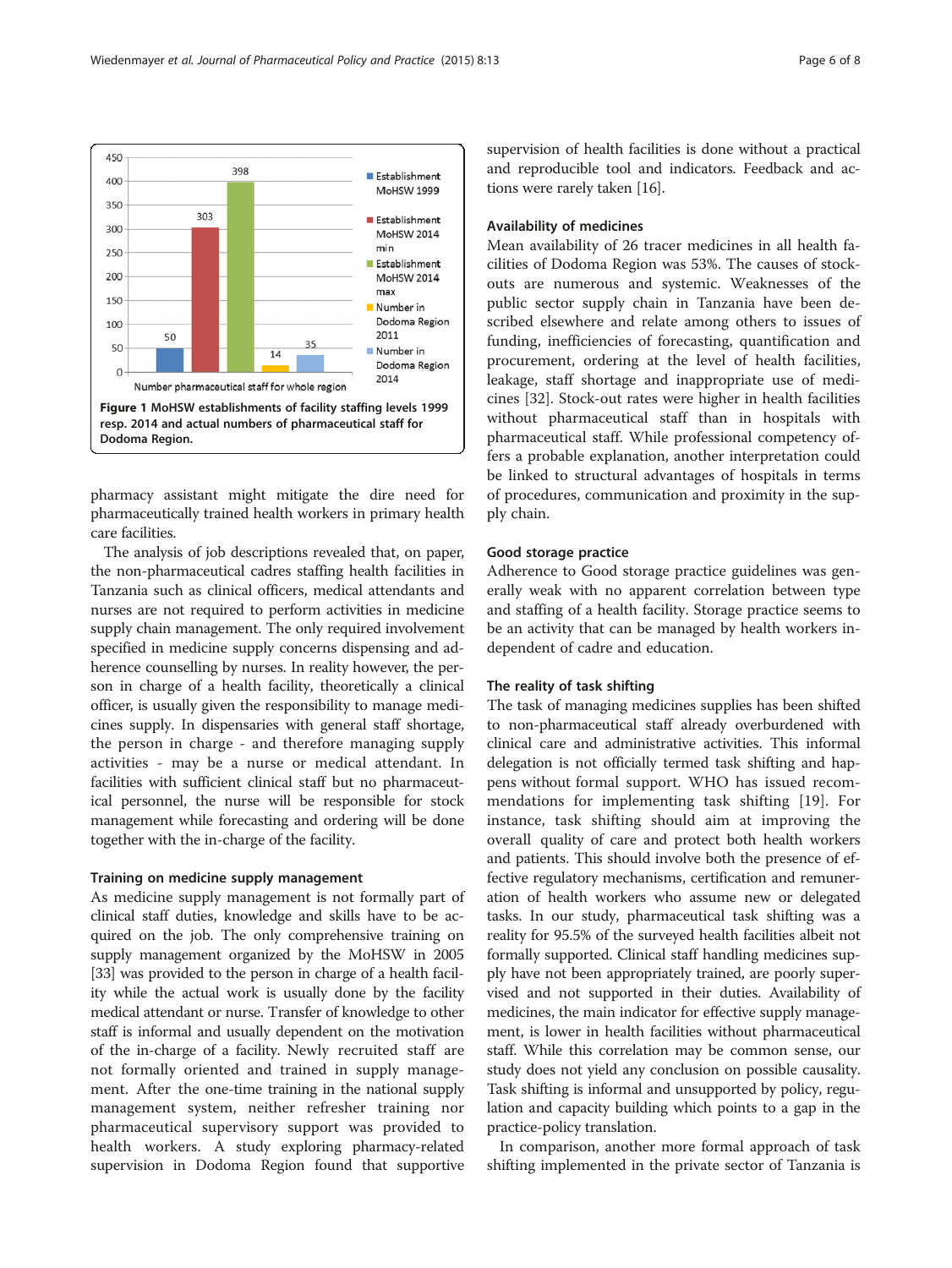450
400
350
300
250
200
150
100
50
0

398
303
50
14
35

Establishment MoHSW 1999
Establishment MoHSW 2014 min
Establishment MoHSW 2014 max
Number in Dodoma Region 2011
Number in Dodoma Region 2014

Number pharmaceutical staff for whole region

**Figure 1** MoHSW establishments of facility staffing levels 1999 resp. 2014 and actual numbers of pharmaceutical staff for Dodoma Region.

pharmacy assistant might mitigate the dire need for pharmaceutically trained health workers in primary health care facilities.

The analysis of job descriptions revealed that, on paper, the non-pharmaceutical cadres staffing health facilities in Tanzania such as clinical officers, medical attendants and nurses are not required to perform activities in medicine supply chain management. The only required involvement specified in medicine supply concerns dispensing and adherence counselling by nurses. In reality however, the person in charge of a health facility, theoretically a clinical officer, is usually given the responsibility to manage medicines supply. In dispensaries with general staff shortage, the person in charge - and therefore managing supply activities - may be a nurse or medical attendant. In facilities with sufficient clinical staff but no pharmaceutical personnel, the nurse will be responsible for stock management while forecasting and ordering will be done together with the in-charge of the facility.

### Training on medicine supply management

As medicine supply management is not formally part of clinical staff duties, knowledge and skills have to be acquired on the job. The only comprehensive training on supply management organized by the MoHSW in 2005 [33] was provided to the person in charge of a health facility while the actual work is usually done by the facility medical attendant or nurse. Transfer of knowledge to other staff is informal and usually dependent on the motivation of the in-charge of a facility. Newly recruited staff are not formally oriented and trained in supply management. After the one-time training in the national supply management system, neither refresher training nor pharmaceutical supervisory support was provided to health workers. A study exploring pharmacy-related supervision in Dodoma Region found that supportive supervision of health facilities is done without a practical and reproducible tool and indicators. Feedback and actions were rarely taken [16].

### Availability of medicines

Mean availability of 26 tracer medicines in all health facilities of Dodoma Region was 53%. The causes of stock-outs are numerous and systemic. Weaknesses of the public sector supply chain in Tanzania have been described elsewhere and relate among others to issues of funding, inefficiencies of forecasting, quantification and procurement, ordering at the level of health facilities, leakage, staff shortage and inappropriate use of medicines [32]. Stock-out rates were higher in health facilities without pharmaceutical staff than in hospitals with pharmaceutical staff. While professional competency offers a probable explanation, another interpretation could be linked to structural advantages of hospitals in terms of procedures, communication and proximity in the supply chain.

### Good storage practice

Adherence to Good storage practice guidelines was generally weak with no apparent correlation between type and staffing of a health facility. Storage practice seems to be an activity that can be managed by health workers independent of cadre and education.

### The reality of task shifting

The task of managing medicines supplies has been shifted to non-pharmaceutical staff already overburdened with clinical care and administrative activities. This informal delegation is not officially termed task shifting and happens without formal support. WHO has issued recommendations for implementing task shifting [19]. For instance, task shifting should aim at improving the overall quality of care and protect both health workers and patients. This should involve both the presence of effective regulatory mechanisms, certification and remuneration of health workers who assume new or delegated tasks. In our study, pharmaceutical task shifting was a reality for 95.5% of the surveyed health facilities albeit not formally supported. Clinical staff handling medicines supply have not been appropriately trained, are poorly supervised and not supported in their duties. Availability of medicines, the main indicator for effective supply management, is lower in health facilities without pharmaceutical staff. While this correlation may be common sense, our study does not yield any conclusion on possible causality. Task shifting is informal and unsupported by policy, regulation and capacity building which points to a gap in the practice-policy translation.

In comparison, another more formal approach of task shifting implemented in the private sector of Tanzania is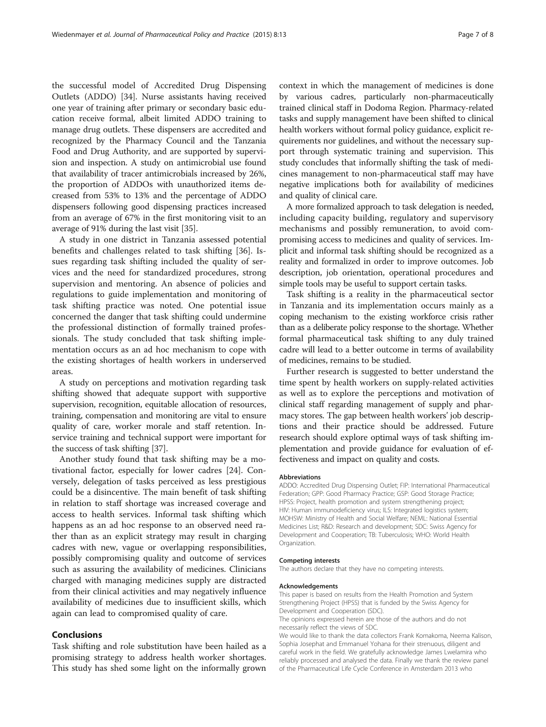the successful model of Accredited Drug Dispensing Outlets (ADDO) [34]. Nurse assistants having received one year of training after primary or secondary basic education receive formal, albeit limited ADDO training to manage drug outlets. These dispensers are accredited and recognized by the Pharmacy Council and the Tanzania Food and Drug Authority, and are supported by supervision and inspection. A study on antimicrobial use found that availability of tracer antimicrobials increased by 26%, the proportion of ADDOs with unauthorized items decreased from 53% to 13% and the percentage of ADDO dispensers following good dispensing practices increased from an average of 67% in the first monitoring visit to an average of 91% during the last visit [35].

A study in one district in Tanzania assessed potential benefits and challenges related to task shifting [36]. Issues regarding task shifting included the quality of services and the need for standardized procedures, strong supervision and mentoring. An absence of policies and regulations to guide implementation and monitoring of task shifting practice was noted. One potential issue concerned the danger that task shifting could undermine the professional distinction of formally trained professionals. The study concluded that task shifting implementation occurs as an ad hoc mechanism to cope with the existing shortages of health workers in underserved areas.

A study on perceptions and motivation regarding task shifting showed that adequate support with supportive supervision, recognition, equitable allocation of resources, training, compensation and monitoring are vital to ensure quality of care, worker morale and staff retention. In-service training and technical support were important for the success of task shifting [37].

Another study found that task shifting may be a motivational factor, especially for lower cadres [24]. Conversely, delegation of tasks perceived as less prestigious could be a disincentive. The main benefit of task shifting in relation to staff shortage was increased coverage and access to health services. Informal task shifting which happens as an ad hoc response to an observed need rather than as an explicit strategy may result in charging cadres with new, vague or overlapping responsibilities, possibly compromising quality and outcome of services such as assuring the availability of medicines. Clinicians charged with managing medicines supply are distracted from their clinical activities and may negatively influence availability of medicines due to insufficient skills, which again can lead to compromised quality of care.

## Conclusions

Task shifting and role substitution have been hailed as a promising strategy to address health worker shortages. This study has shed some light on the informally grown context in which the management of medicines is done by various cadres, particularly non-pharmaceutically trained clinical staff in Dodoma Region. Pharmacy-related tasks and supply management have been shifted to clinical health workers without formal policy guidance, explicit requirements nor guidelines, and without the necessary support through systematic training and supervision. This study concludes that informally shifting the task of medicines management to non-pharmaceutical staff may have negative implications both for availability of medicines and quality of clinical care.

A more formalized approach to task delegation is needed, including capacity building, regulatory and supervisory mechanisms and possibly remuneration, to avoid compromising access to medicines and quality of services. Implicit and informal task shifting should be recognized as a reality and formalized in order to improve outcomes. Job description, job orientation, operational procedures and simple tools may be useful to support certain tasks.

Task shifting is a reality in the pharmaceutical sector in Tanzania and its implementation occurs mainly as a coping mechanism to the existing workforce crisis rather than as a deliberate policy response to the shortage. Whether formal pharmaceutical task shifting to any duly trained cadre will lead to a better outcome in terms of availability of medicines, remains to be studied.

Further research is suggested to better understand the time spent by health workers on supply-related activities as well as to explore the perceptions and motivation of clinical staff regarding management of supply and pharmacy stores. The gap between health workers' job descriptions and their practice should be addressed. Future research should explore optimal ways of task shifting implementation and provide guidance for evaluation of effectiveness and impact on quality and costs.

#### Abbreviations

ADDO: Accredited Drug Dispensing Outlet; FIP: International Pharmaceutical Federation; GPP: Good Pharmacy Practice; GSP: Good Storage Practice; HPSS: Project, health promotion and system strengthening project; HIV: Human immunodeficiency virus; ILS: Integrated logistics system; MOHSW: Ministry of Health and Social Welfare; NEML: National Essential Medicines List; R&D: Research and development; SDC: Swiss Agency for Development and Cooperation; TB: Tuberculosis; WHO: World Health Organization.

#### Competing interests

The authors declare that they have no competing interests.

#### Acknowledgements

This paper is based on results from the Health Promotion and System Strengthening Project (HPSS) that is funded by the Swiss Agency for Development and Cooperation (SDC).

The opinions expressed herein are those of the authors and do not necessarily reflect the views of SDC.

We would like to thank the data collectors Frank Komakoma, Neema Kalison, Sophia Josephat and Emmanuel Yohana for their strenuous, diligent and careful work in the field. We gratefully acknowledge James Lwelamira who reliably processed and analysed the data. Finally we thank the review panel of the Pharmaceutical Life Cycle Conference in Amsterdam 2013 who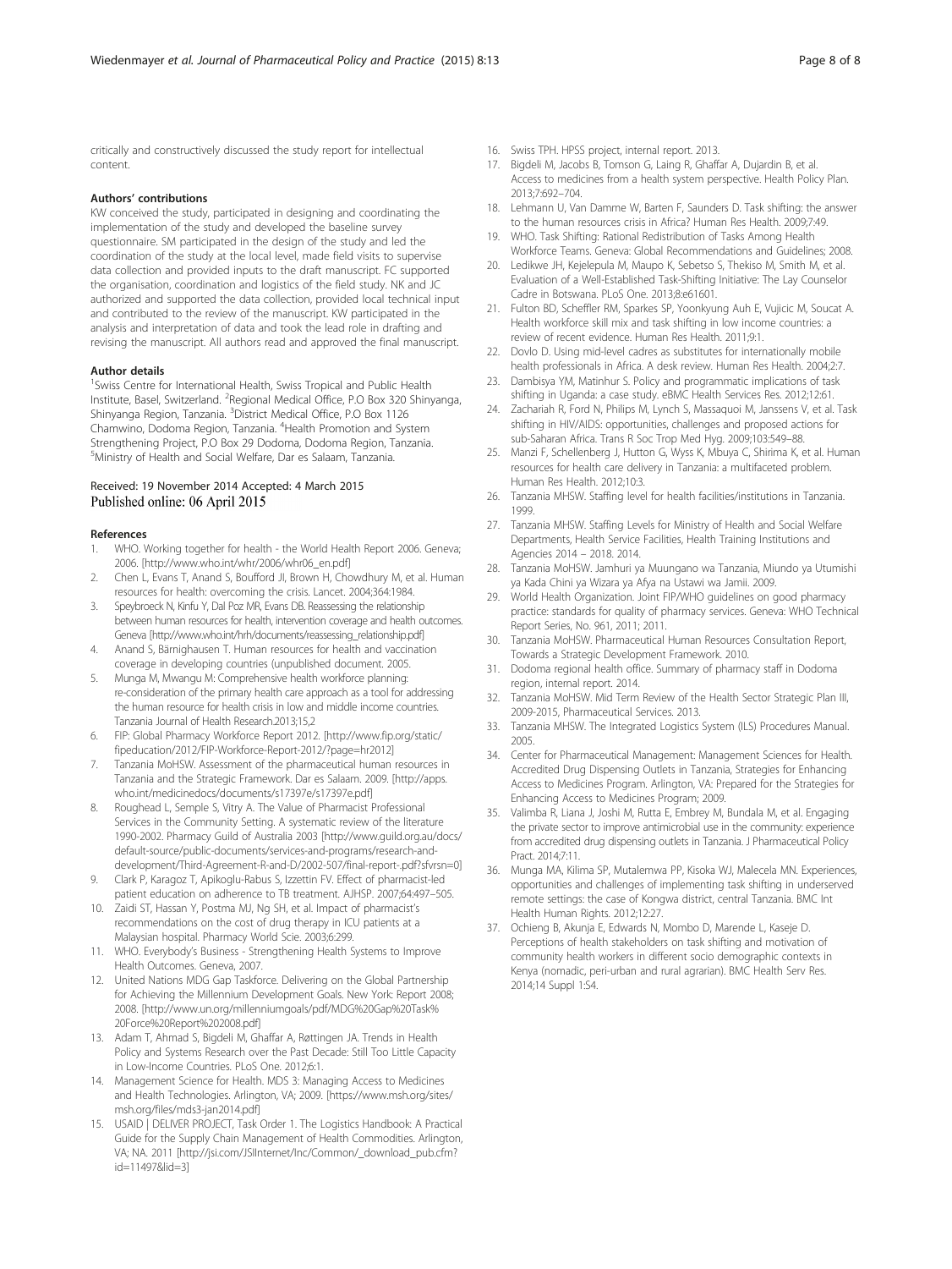critically and constructively discussed the study report for intellectual content.

#### Authors' contributions

KW conceived the study, participated in designing and coordinating the implementation of the study and developed the baseline survey questionnaire. SM participated in the design of the study and led the coordination of the study at the local level, made field visits to supervise data collection and provided inputs to the draft manuscript. FC supported the organisation, coordination and logistics of the field study. NK and JC authorized and supported the data collection, provided local technical input and contributed to the review of the manuscript. KW participated in the analysis and interpretation of data and took the lead role in drafting and revising the manuscript. All authors read and approved the final manuscript.

#### Author details

[1]Swiss Centre for International Health, Swiss Tropical and Public Health Institute, Basel, Switzerland. [2]Regional Medical Office, P.O Box 320 Shinyanga, Shinyanga Region, Tanzania. [3]District Medical Office, P.O Box 1126 Chamwino, Dodoma Region, Tanzania. [4]Health Promotion and System Strengthening Project, P.O Box 29 Dodoma, Dodoma Region, Tanzania. [5]Ministry of Health and Social Welfare, Dar es Salaam, Tanzania.

Received: 19 November 2014 Accepted: 4 March 2015
Published online: 06 April 2015

#### References

1. WHO. Working together for health - the World Health Report 2006. Geneva; 2006. [http://www.who.int/whr/2006/whr06_en.pdf]
2. Chen L, Evans T, Anand S, Boufford JI, Brown H, Chowdhury M, et al. Human resources for health: overcoming the crisis. Lancet. 2004;364:1984.
3. Speybroeck N, Kinfu Y, Dal Poz MR, Evans DB. Reassessing the relationship between human resources for health, intervention coverage and health outcomes. Geneva [http://www.who.int/hrh/documents/reassessing_relationship.pdf]
4. Anand S, Bärnighausen T. Human resources for health and vaccination coverage in developing countries (unpublished document. 2005.
5. Munga M, Mwangu M: Comprehensive health workforce planning: re-consideration of the primary health care approach as a tool for addressing the human resource for health crisis in low and middle income countries. Tanzania Journal of Health Research.2013;15,2
6. FIP: Global Pharmacy Workforce Report 2012. [http://www.fip.org/static/fipeducation/2012/FIP-Workforce-Report-2012/?page=hr2012]
7. Tanzania MoHSW. Assessment of the pharmaceutical human resources in Tanzania and the Strategic Framework. Dar es Salaam. 2009. [http://apps.who.int/medicinedocs/documents/s17397e/s17397e.pdf]
8. Roughead L, Semple S, Vitry A. The Value of Pharmacist Professional Services in the Community Setting. A systematic review of the literature 1990-2002. Pharmacy Guild of Australia 2003 [http://www.guild.org.au/docs/default-source/public-documents/services-and-programs/research-and-development/Third-Agreement-R-and-D/2002-507/final-report-.pdf?sfvrsn=0]
9. Clark P, Karagoz T, Apikoglu-Rabus S, Izzettin FV. Effect of pharmacist-led patient education on adherence to TB treatment. AJHSP. 2007;64:497–505.
10. Zaidi ST, Hassan Y, Postma MJ, Ng SH, et al. Impact of pharmacist's recommendations on the cost of drug therapy in ICU patients at a Malaysian hospital. Pharmacy World Scie. 2003;6:299.
11. WHO. Everybody's Business - Strengthening Health Systems to Improve Health Outcomes. Geneva, 2007.
12. United Nations MDG Gap Taskforce. Delivering on the Global Partnership for Achieving the Millennium Development Goals. New York: Report 2008; 2008. [http://www.un.org/millenniumgoals/pdf/MDG%20Gap%20Task%20Force%20Report%202008.pdf]
13. Adam T, Ahmad S, Bigdeli M, Ghaffar A, Røttingen JA. Trends in Health Policy and Systems Research over the Past Decade: Still Too Little Capacity in Low-Income Countries. PLoS One. 2012;6:1.
14. Management Science for Health. MDS 3: Managing Access to Medicines and Health Technologies. Arlington, VA; 2009. [https://www.msh.org/sites/msh.org/files/mds3-jan2014.pdf]
15. USAID | DELIVER PROJECT, Task Order 1. The Logistics Handbook: A Practical Guide for the Supply Chain Management of Health Commodities. Arlington, VA; NA. 2011 [http://jsi.com/JSIInternet/Inc/Common/_download_pub.cfm?id=11497&lid=3]
16. Swiss TPH. HPSS project, internal report. 2013.
17. Bigdeli M, Jacobs B, Tomson G, Laing R, Ghaffar A, Dujardin B, et al. Access to medicines from a health system perspective. Health Policy Plan. 2013;7:692–704.
18. Lehmann U, Van Damme W, Barten F, Saunders D. Task shifting: the answer to the human resources crisis in Africa? Human Res Health. 2009;7:49.
19. WHO. Task Shifting: Rational Redistribution of Tasks Among Health Workforce Teams. Geneva: Global Recommendations and Guidelines; 2008.
20. Ledikwe JH, Kejelepula M, Maupo K, Sebetso S, Thekiso M, Smith M, et al. Evaluation of a Well-Established Task-Shifting Initiative: The Lay Counselor Cadre in Botswana. PLoS One. 2013;8:e61601.
21. Fulton BD, Scheffler RM, Sparkes SP, Yoonkyung Auh E, Vujicic M, Soucat A. Health workforce skill mix and task shifting in low income countries: a review of recent evidence. Human Res Health. 2011;9:1.
22. Dovlo D. Using mid-level cadres as substitutes for internationally mobile health professionals in Africa. A desk review. Human Res Health. 2004;2:7.
23. Dambisya YM, Matinhur S. Policy and programmatic implications of task shifting in Uganda: a case study. eBMC Health Services Res. 2012;12:61.
24. Zachariah R, Ford N, Philips M, Lynch S, Massaquoi M, Janssens V, et al. Task shifting in HIV/AIDS: opportunities, challenges and proposed actions for sub-Saharan Africa. Trans R Soc Trop Med Hyg. 2009;103:549–88.
25. Manzi F, Schellenberg J, Hutton G, Wyss K, Mbuya C, Shirima K, et al. Human resources for health care delivery in Tanzania: a multifaceted problem. Human Res Health. 2012;10:3.
26. Tanzania MHSW. Staffing level for health facilities/institutions in Tanzania. 1999.
27. Tanzania MHSW. Staffing Levels for Ministry of Health and Social Welfare Departments, Health Service Facilities, Health Training Institutions and Agencies 2014 – 2018. 2014.
28. Tanzania MoHSW. Jamhuri ya Muungano wa Tanzania, Miundo ya Utumishi ya Kada Chini ya Wizara ya Afya na Ustawi wa Jamii. 2009.
29. World Health Organization. Joint FIP/WHO guidelines on good pharmacy practice: standards for quality of pharmacy services. Geneva: WHO Technical Report Series, No. 961, 2011; 2011.
30. Tanzania MoHSW. Pharmaceutical Human Resources Consultation Report, Towards a Strategic Development Framework. 2010.
31. Dodoma regional health office. Summary of pharmacy staff in Dodoma region, internal report. 2014.
32. Tanzania MoHSW. Mid Term Review of the Health Sector Strategic Plan III, 2009-2015, Pharmaceutical Services. 2013.
33. Tanzania MHSW. The Integrated Logistics System (ILS) Procedures Manual. 2005.
34. Center for Pharmaceutical Management: Management Sciences for Health. Accredited Drug Dispensing Outlets in Tanzania, Strategies for Enhancing Access to Medicines Program. Arlington, VA: Prepared for the Strategies for Enhancing Access to Medicines Program; 2009.
35. Valimba R, Liana J, Joshi M, Rutta E, Embrey M, Bundala M, et al. Engaging the private sector to improve antimicrobial use in the community: experience from accredited drug dispensing outlets in Tanzania. J Pharmaceutical Policy Pract. 2014;7:11.
36. Munga MA, Kilima SP, Mutalemwa PP, Kisoka WJ, Malecela MN. Experiences, opportunities and challenges of implementing task shifting in underserved remote settings: the case of Kongwa district, central Tanzania. BMC Int Health Human Rights. 2012;12:27.
37. Ochieng B, Akunja E, Edwards N, Mombo D, Marende L, Kaseje D. Perceptions of health stakeholders on task shifting and motivation of community health workers in different socio demographic contexts in Kenya (nomadic, peri-urban and rural agrarian). BMC Health Serv Res. 2014;14 Suppl 1:S4.